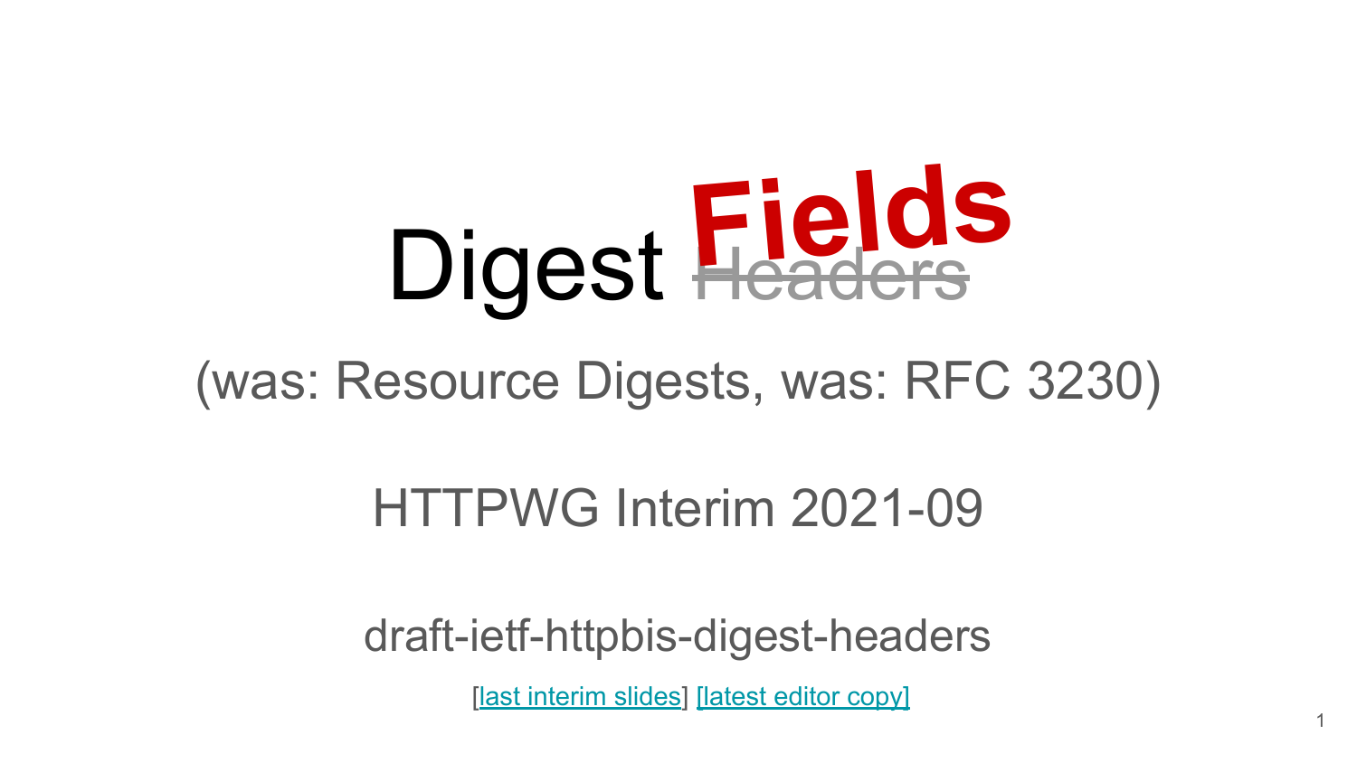# Digest ~~Headers~~ **Fields**

(was: Resource Digests, was: RFC 3230)

HTTPWG Interim 2021-09

draft-ietf-httpbis-digest-headers

[last interim slides] [latest editor copy]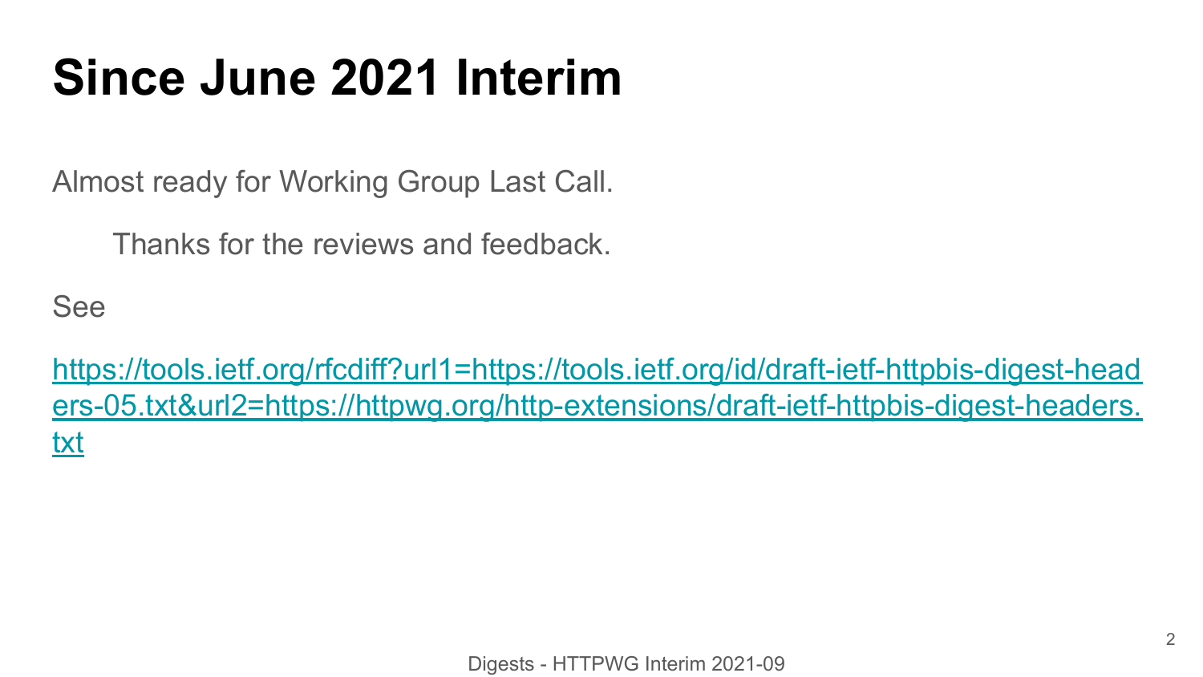# Since June 2021 Interim

Almost ready for Working Group Last Call.

Thanks for the reviews and feedback.

See

https://tools.ietf.org/rfcdiff?url1=https://tools.ietf.org/id/draft-ietf-httpbis-digest-headers-05.txt&url2=https://httpwg.org/http-extensions/draft-ietf-httpbis-digest-headers.txt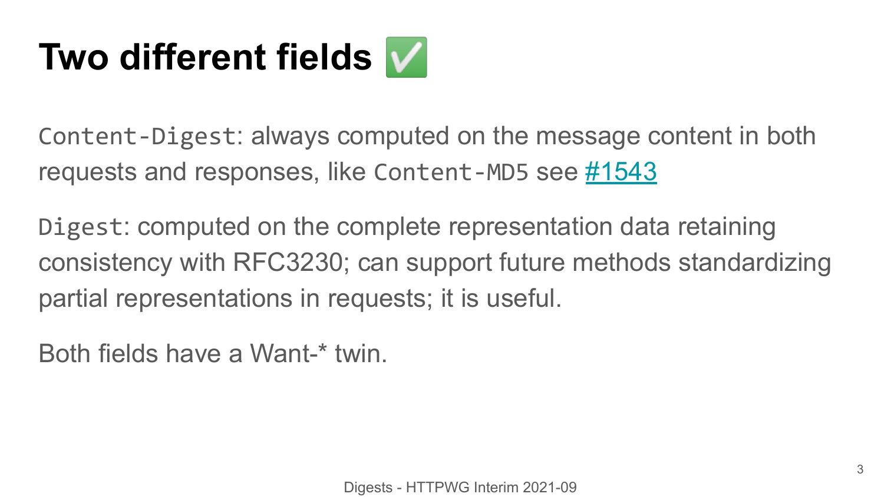# Two different fields ✅

`Content-Digest`: always computed on the message content in both requests and responses, like `Content-MD5` see [#1543](#1543)

`Digest`: computed on the complete representation data retaining consistency with RFC3230; can support future methods standardizing partial representations in requests; it is useful.

Both fields have a Want-* twin.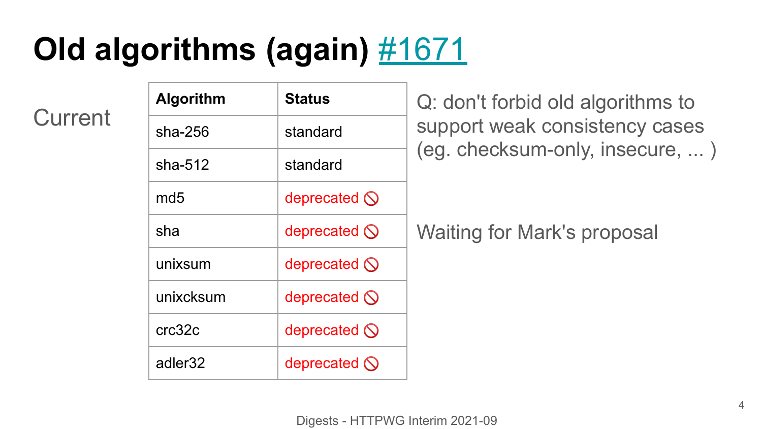# Old algorithms (again) [#1671]

Current

| Algorithm | Status |
| --- | --- |
| sha-256 | standard |
| sha-512 | standard |
| md5 | deprecated 🚫 |
| sha | deprecated 🚫 |
| unixsum | deprecated 🚫 |
| unixcksum | deprecated 🚫 |
| crc32c | deprecated 🚫 |
| adler32 | deprecated 🚫 |

Q: don't forbid old algorithms to support weak consistency cases (eg. checksum-only, insecure, ... )

Waiting for Mark's proposal

Digests - HTTPWG Interim 2021-09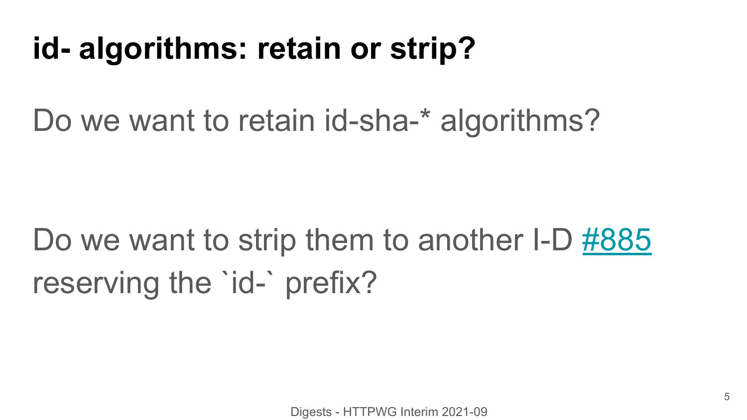# id- algorithms: retain or strip?

Do we want to retain id-sha-* algorithms?

Do we want to strip them to another I-D #885 reserving the `id-` prefix?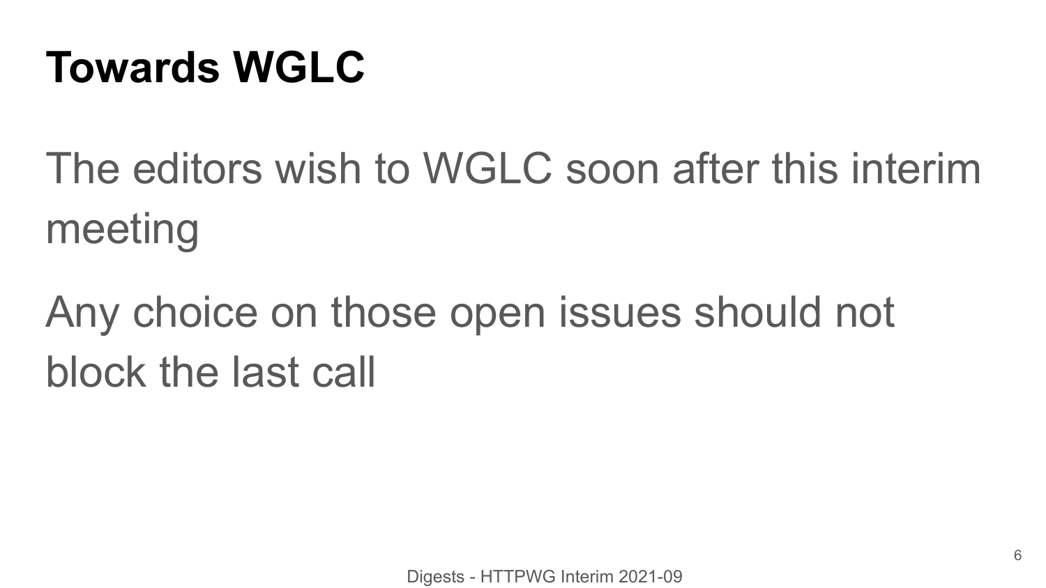# Towards WGLC

The editors wish to WGLC soon after this interim meeting

Any choice on those open issues should not block the last call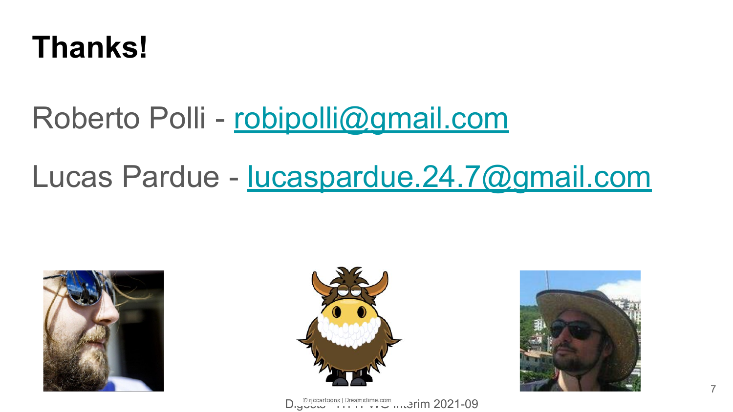# Thanks!

Roberto Polli - robipolli@gmail.com

Lucas Pardue - lucaspardue.24.7@gmail.com